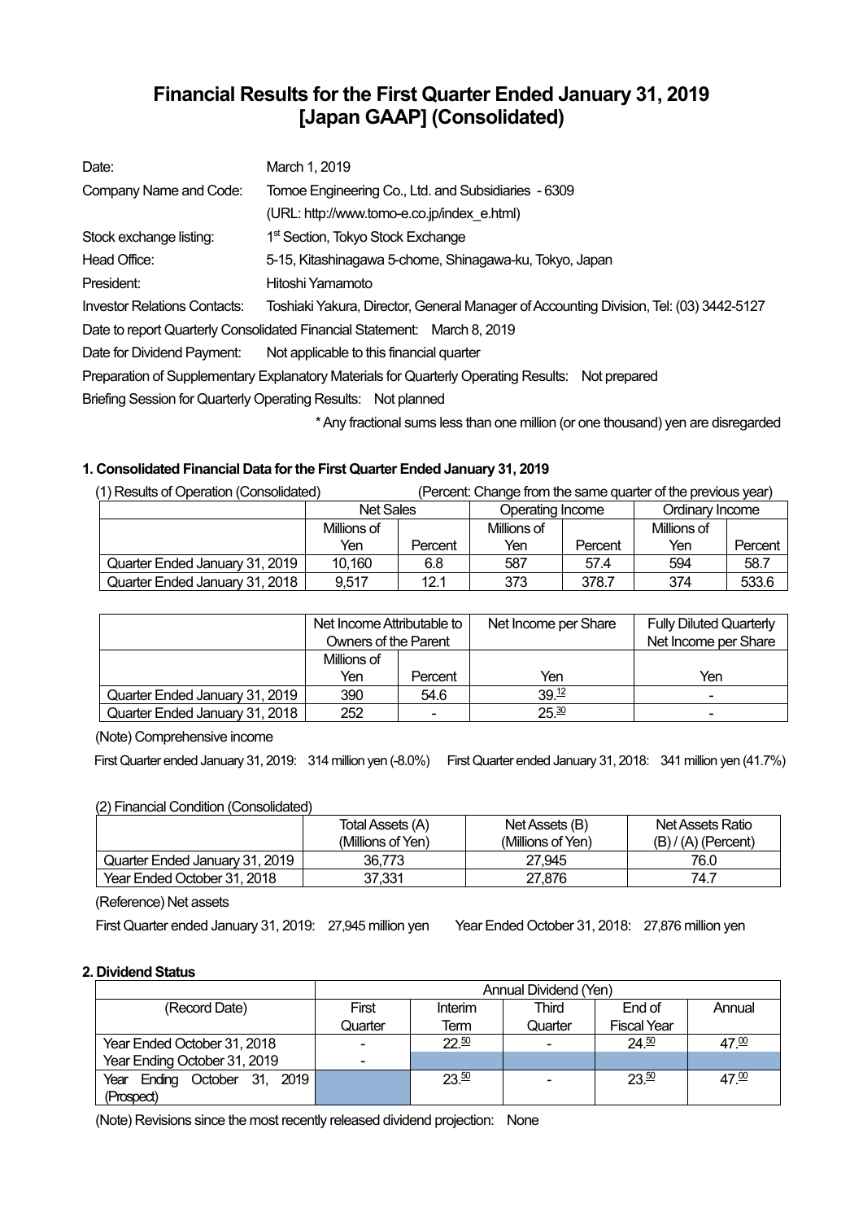# Financial Results for the First Quarter Ended January 31, 2019 [Japan GAAP] (Consolidated)

| | |
|---|---|
| Date: | March 1, 2019 |
| Company Name and Code: | Tomoe Engineering Co., Ltd. and Subsidiaries - 6309 |
| | (URL: http://www.tomo-e.co.jp/index_e.html) |
| Stock exchange listing: | 1st Section, Tokyo Stock Exchange |
| Head Office: | 5-15, Kitashinagawa 5-chome, Shinagawa-ku, Tokyo, Japan |
| President: | Hitoshi Yamamoto |
| Investor Relations Contacts: | Toshiaki Yakura, Director, General Manager of Accounting Division, Tel: (03) 3442-5127 |

Date to report Quarterly Consolidated Financial Statement: March 8, 2019

Date for Dividend Payment: Not applicable to this financial quarter

Preparation of Supplementary Explanatory Materials for Quarterly Operating Results: Not prepared

Briefing Session for Quarterly Operating Results: Not planned

\* Any fractional sums less than one million (or one thousand) yen are disregarded

### 1. Consolidated Financial Data for the First Quarter Ended January 31, 2019

(1) Results of Operation (Consolidated) (Percent: Change from the same quarter of the previous year)

| | Net Sales | | Operating Income | | Ordinary Income | |
|---|---|---|---|---|---|---|
| | Millions of Yen | Percent | Millions of Yen | Percent | Millions of Yen | Percent |
| Quarter Ended January 31, 2019 | 10,160 | 6.8 | 587 | 57.4 | 594 | 58.7 |
| Quarter Ended January 31, 2018 | 9,517 | 12.1 | 373 | 378.7 | 374 | 533.6 |

| | Net Income Attributable to Owners of the Parent | | Net Income per Share | Fully Diluted Quarterly Net Income per Share |
|---|---|---|---|---|
| | Millions of Yen | Percent | Yen | Yen |
| Quarter Ended January 31, 2019 | 390 | 54.6 | 39.12 | - |
| Quarter Ended January 31, 2018 | 252 | - | 25.30 | - |

(Note) Comprehensive income

First Quarter ended January 31, 2019: 314 million yen (-8.0%) First Quarter ended January 31, 2018: 341 million yen (41.7%)

(2) Financial Condition (Consolidated)

| | Total Assets (A) (Millions of Yen) | Net Assets (B) (Millions of Yen) | Net Assets Ratio (B) / (A) (Percent) |
|---|---|---|---|
| Quarter Ended January 31, 2019 | 36,773 | 27,945 | 76.0 |
| Year Ended October 31, 2018 | 37,331 | 27,876 | 74.7 |

(Reference) Net assets

First Quarter ended January 31, 2019: 27,945 million yen Year Ended October 31, 2018: 27,876 million yen

### 2. Dividend Status

| | Annual Dividend (Yen) | | | | |
|---|---|---|---|---|---|
| (Record Date) | First Quarter | Interim Term | Third Quarter | End of Fiscal Year | Annual |
| Year Ended October 31, 2018 | - | 22.50 | - | 24.50 | 47.00 |
| Year Ending October 31, 2019 | - | | | | |
| Year Ending October 31, 2019 (Prospect) | | 23.50 | - | 23.50 | 47.00 |

(Note) Revisions since the most recently released dividend projection: None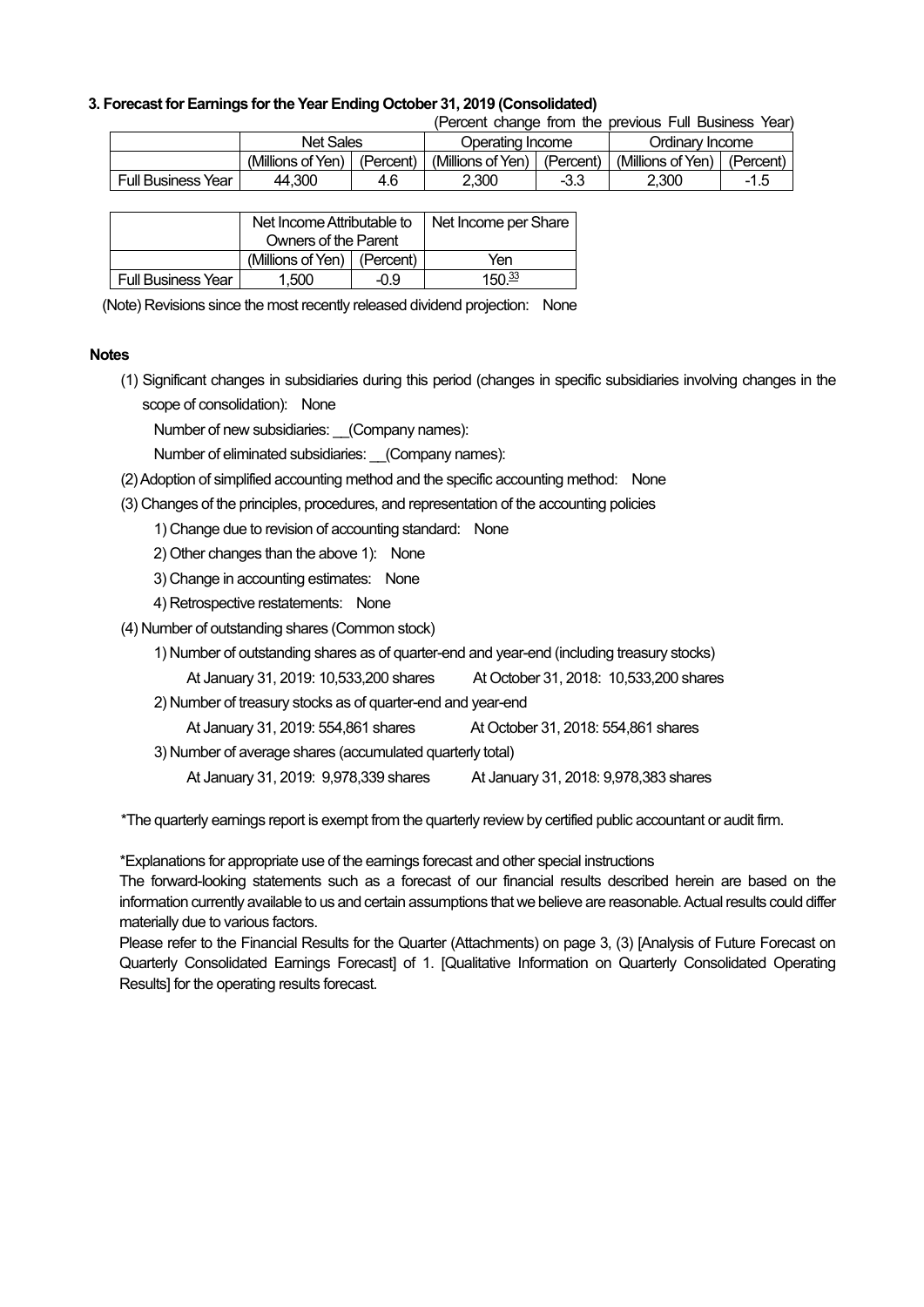### 3. Forecast for Earnings for the Year Ending October 31, 2019 (Consolidated)

(Percent change from the previous Full Business Year)

| | Net Sales | | Operating Income | | Ordinary Income | |
|---|---|---|---|---|---|---|
| | (Millions of Yen) | (Percent) | (Millions of Yen) | (Percent) | (Millions of Yen) | (Percent) |
| Full Business Year | 44,300 | 4.6 | 2,300 | -3.3 | 2,300 | -1.5 |

| | Net Income Attributable to Owners of the Parent | | Net Income per Share |
|---|---|---|---|
| | (Millions of Yen) | (Percent) | Yen |
| Full Business Year | 1,500 | -0.9 | 150.33 |

(Note) Revisions since the most recently released dividend projection: None

**Notes**

(1) Significant changes in subsidiaries during this period (changes in specific subsidiaries involving changes in the scope of consolidation): None

Number of new subsidiaries: __(Company names):

Number of eliminated subsidiaries: __(Company names):

(2) Adoption of simplified accounting method and the specific accounting method: None

(3) Changes of the principles, procedures, and representation of the accounting policies

1) Change due to revision of accounting standard: None

2) Other changes than the above 1): None

3) Change in accounting estimates: None

4) Retrospective restatements: None

(4) Number of outstanding shares (Common stock)

1) Number of outstanding shares as of quarter-end and year-end (including treasury stocks)

At January 31, 2019: 10,533,200 shares At October 31, 2018: 10,533,200 shares

2) Number of treasury stocks as of quarter-end and year-end

At January 31, 2019: 554,861 shares At October 31, 2018: 554,861 shares

3) Number of average shares (accumulated quarterly total)

At January 31, 2019: 9,978,339 shares At January 31, 2018: 9,978,383 shares

*The quarterly earnings report is exempt from the quarterly review by certified public accountant or audit firm.

*Explanations for appropriate use of the earnings forecast and other special instructions

The forward-looking statements such as a forecast of our financial results described herein are based on the information currently available to us and certain assumptions that we believe are reasonable. Actual results could differ materially due to various factors.

Please refer to the Financial Results for the Quarter (Attachments) on page 3, (3) [Analysis of Future Forecast on Quarterly Consolidated Earnings Forecast] of 1. [Qualitative Information on Quarterly Consolidated Operating Results] for the operating results forecast.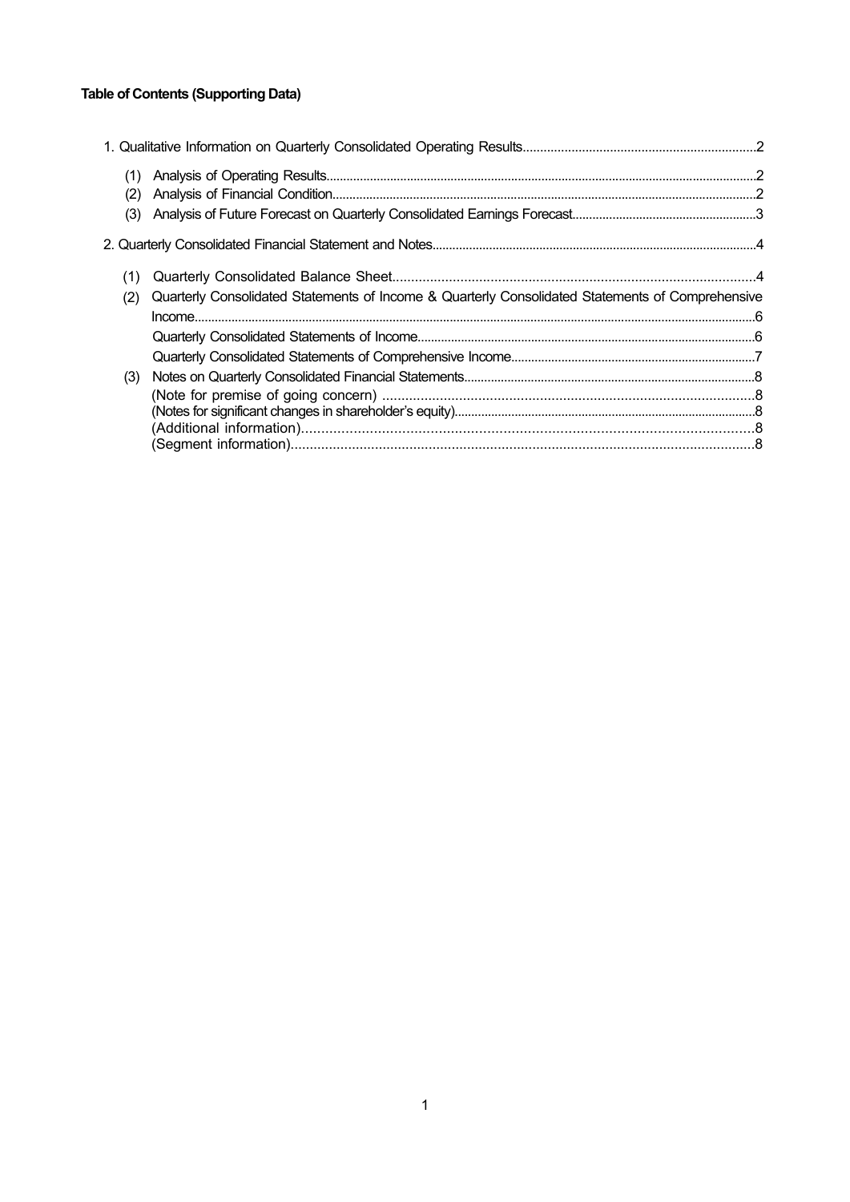**Table of Contents (Supporting Data)**

1. Qualitative Information on Quarterly Consolidated Operating Results....................2
   - (1) Analysis of Operating Results....................2
   - (2) Analysis of Financial Condition....................2
   - (3) Analysis of Future Forecast on Quarterly Consolidated Earnings Forecast....................3

2. Quarterly Consolidated Financial Statement and Notes....................4
   - (1) Quarterly Consolidated Balance Sheet....................4
   - (2) Quarterly Consolidated Statements of Income & Quarterly Consolidated Statements of Comprehensive Income....................6
     - Quarterly Consolidated Statements of Income....................6
     - Quarterly Consolidated Statements of Comprehensive Income....................7
   - (3) Notes on Quarterly Consolidated Financial Statements....................8
     - (Note for premise of going concern)....................8
     - (Notes for significant changes in shareholder's equity)....................8
     - (Additional information)....................8
     - (Segment information)....................8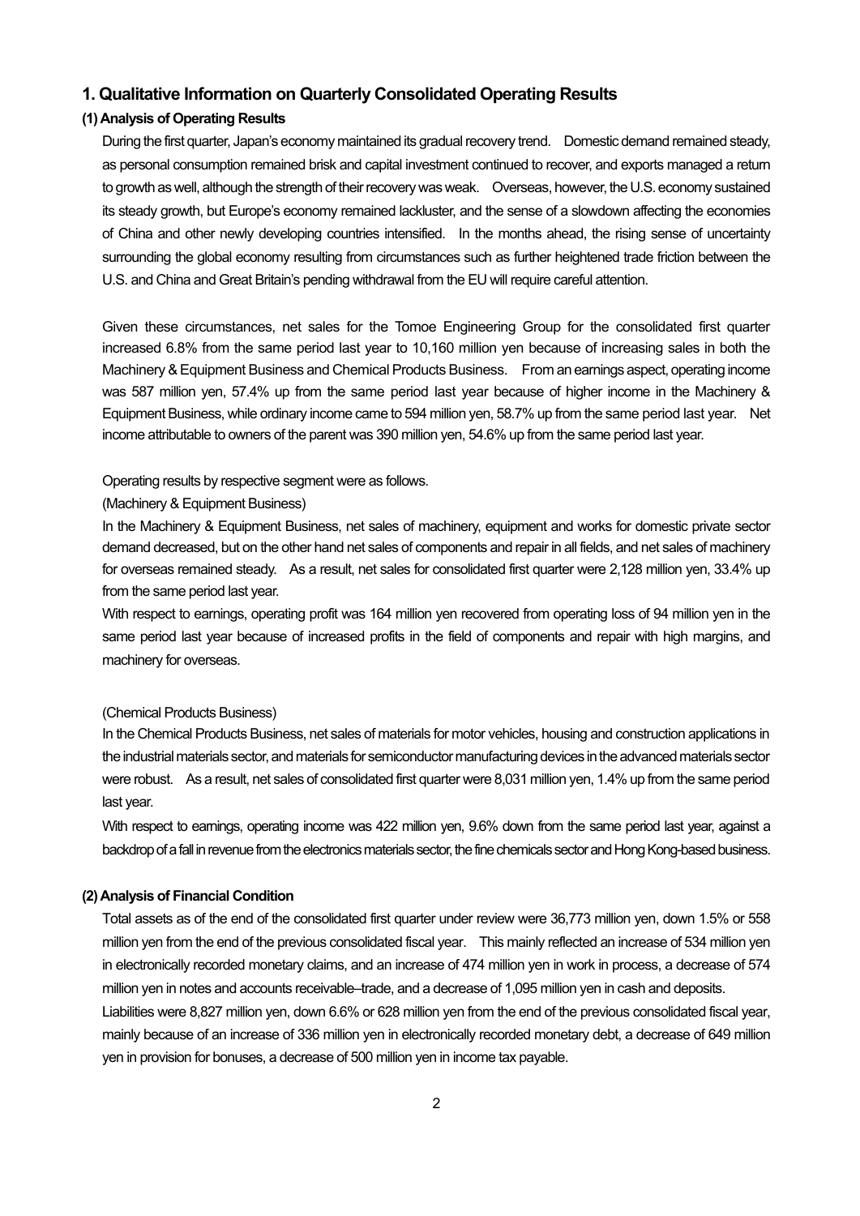## 1. Qualitative Information on Quarterly Consolidated Operating Results

### (1) Analysis of Operating Results

During the first quarter, Japan's economy maintained its gradual recovery trend. Domestic demand remained steady, as personal consumption remained brisk and capital investment continued to recover, and exports managed a return to growth as well, although the strength of their recovery was weak. Overseas, however, the U.S. economy sustained its steady growth, but Europe's economy remained lackluster, and the sense of a slowdown affecting the economies of China and other newly developing countries intensified. In the months ahead, the rising sense of uncertainty surrounding the global economy resulting from circumstances such as further heightened trade friction between the U.S. and China and Great Britain's pending withdrawal from the EU will require careful attention.

Given these circumstances, net sales for the Tomoe Engineering Group for the consolidated first quarter increased 6.8% from the same period last year to 10,160 million yen because of increasing sales in both the Machinery & Equipment Business and Chemical Products Business. From an earnings aspect, operating income was 587 million yen, 57.4% up from the same period last year because of higher income in the Machinery & Equipment Business, while ordinary income came to 594 million yen, 58.7% up from the same period last year. Net income attributable to owners of the parent was 390 million yen, 54.6% up from the same period last year.

Operating results by respective segment were as follows.

(Machinery & Equipment Business)

In the Machinery & Equipment Business, net sales of machinery, equipment and works for domestic private sector demand decreased, but on the other hand net sales of components and repair in all fields, and net sales of machinery for overseas remained steady. As a result, net sales for consolidated first quarter were 2,128 million yen, 33.4% up from the same period last year.

With respect to earnings, operating profit was 164 million yen recovered from operating loss of 94 million yen in the same period last year because of increased profits in the field of components and repair with high margins, and machinery for overseas.

(Chemical Products Business)

In the Chemical Products Business, net sales of materials for motor vehicles, housing and construction applications in the industrial materials sector, and materials for semiconductor manufacturing devices in the advanced materials sector were robust. As a result, net sales of consolidated first quarter were 8,031 million yen, 1.4% up from the same period last year.

With respect to earnings, operating income was 422 million yen, 9.6% down from the same period last year, against a backdrop of a fall in revenue from the electronics materials sector, the fine chemicals sector and Hong Kong-based business.

### (2) Analysis of Financial Condition

Total assets as of the end of the consolidated first quarter under review were 36,773 million yen, down 1.5% or 558 million yen from the end of the previous consolidated fiscal year. This mainly reflected an increase of 534 million yen in electronically recorded monetary claims, and an increase of 474 million yen in work in process, a decrease of 574 million yen in notes and accounts receivable–trade, and a decrease of 1,095 million yen in cash and deposits.

Liabilities were 8,827 million yen, down 6.6% or 628 million yen from the end of the previous consolidated fiscal year, mainly because of an increase of 336 million yen in electronically recorded monetary debt, a decrease of 649 million yen in provision for bonuses, a decrease of 500 million yen in income tax payable.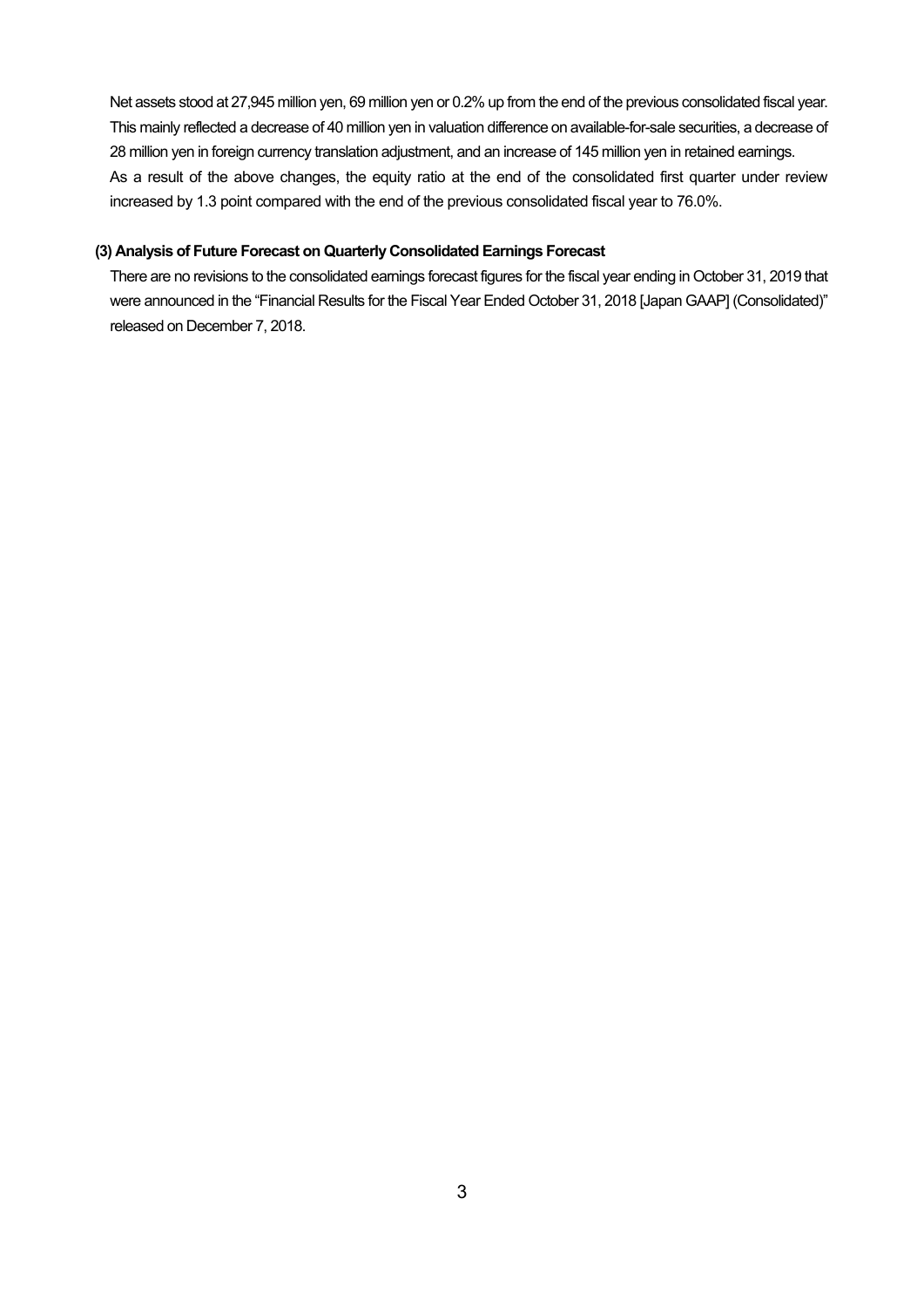Net assets stood at 27,945 million yen, 69 million yen or 0.2% up from the end of the previous consolidated fiscal year. This mainly reflected a decrease of 40 million yen in valuation difference on available-for-sale securities, a decrease of 28 million yen in foreign currency translation adjustment, and an increase of 145 million yen in retained earnings.

As a result of the above changes, the equity ratio at the end of the consolidated first quarter under review increased by 1.3 point compared with the end of the previous consolidated fiscal year to 76.0%.

**(3) Analysis of Future Forecast on Quarterly Consolidated Earnings Forecast**

There are no revisions to the consolidated earnings forecast figures for the fiscal year ending in October 31, 2019 that were announced in the "Financial Results for the Fiscal Year Ended October 31, 2018 [Japan GAAP] (Consolidated)" released on December 7, 2018.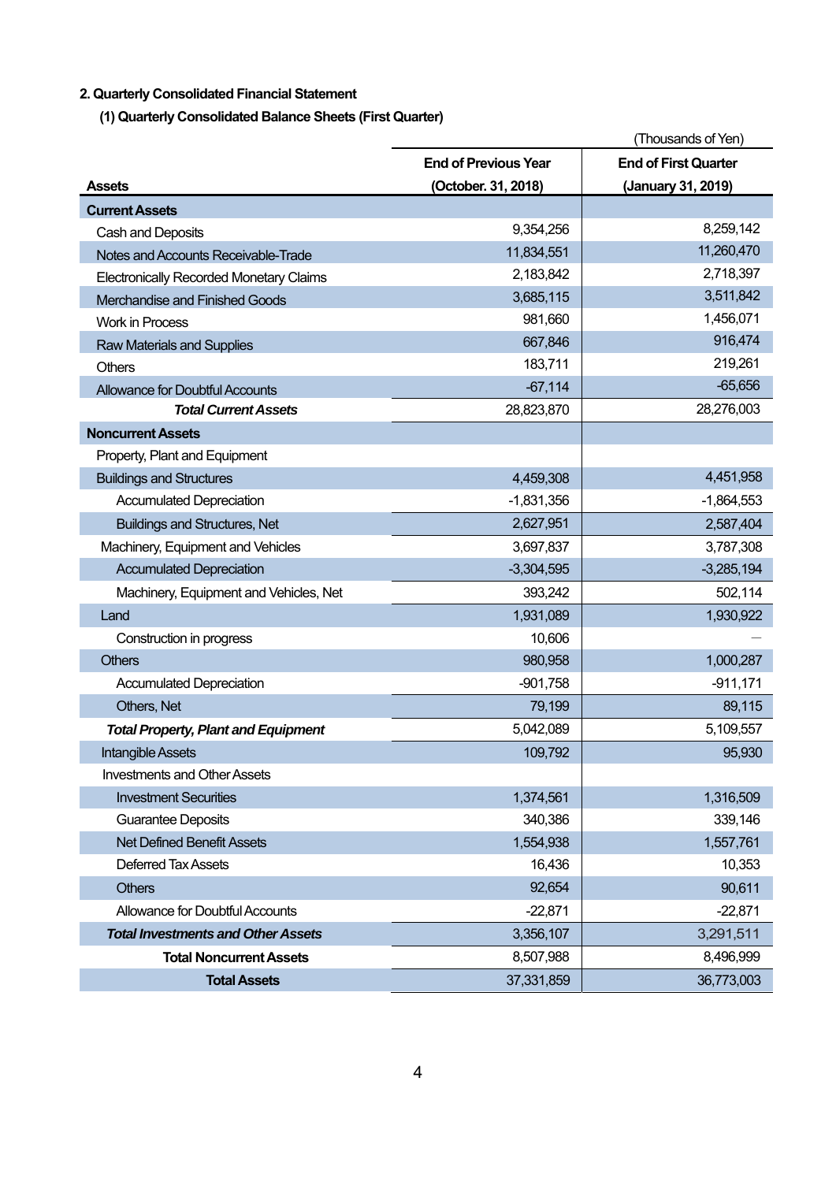## 2. Quarterly Consolidated Financial Statement

### (1) Quarterly Consolidated Balance Sheets (First Quarter)

(Thousands of Yen)

| Assets | End of Previous Year (October. 31, 2018) | End of First Quarter (January 31, 2019) |
|---|---|---|
| **Current Assets** | | |
| Cash and Deposits | 9,354,256 | 8,259,142 |
| Notes and Accounts Receivable-Trade | 11,834,551 | 11,260,470 |
| Electronically Recorded Monetary Claims | 2,183,842 | 2,718,397 |
| Merchandise and Finished Goods | 3,685,115 | 3,511,842 |
| Work in Process | 981,660 | 1,456,071 |
| Raw Materials and Supplies | 667,846 | 916,474 |
| Others | 183,711 | 219,261 |
| Allowance for Doubtful Accounts | -67,114 | -65,656 |
| ***Total Current Assets*** | 28,823,870 | 28,276,003 |
| **Noncurrent Assets** | | |
| Property, Plant and Equipment | | |
| Buildings and Structures | 4,459,308 | 4,451,958 |
| Accumulated Depreciation | -1,831,356 | -1,864,553 |
| Buildings and Structures, Net | 2,627,951 | 2,587,404 |
| Machinery, Equipment and Vehicles | 3,697,837 | 3,787,308 |
| Accumulated Depreciation | -3,304,595 | -3,285,194 |
| Machinery, Equipment and Vehicles, Net | 393,242 | 502,114 |
| Land | 1,931,089 | 1,930,922 |
| Construction in progress | 10,606 | — |
| Others | 980,958 | 1,000,287 |
| Accumulated Depreciation | -901,758 | -911,171 |
| Others, Net | 79,199 | 89,115 |
| ***Total Property, Plant and Equipment*** | 5,042,089 | 5,109,557 |
| Intangible Assets | 109,792 | 95,930 |
| Investments and Other Assets | | |
| Investment Securities | 1,374,561 | 1,316,509 |
| Guarantee Deposits | 340,386 | 339,146 |
| Net Defined Benefit Assets | 1,554,938 | 1,557,761 |
| Deferred Tax Assets | 16,436 | 10,353 |
| Others | 92,654 | 90,611 |
| Allowance for Doubtful Accounts | -22,871 | -22,871 |
| ***Total Investments and Other Assets*** | 3,356,107 | 3,291,511 |
| **Total Noncurrent Assets** | 8,507,988 | 8,496,999 |
| **Total Assets** | 37,331,859 | 36,773,003 |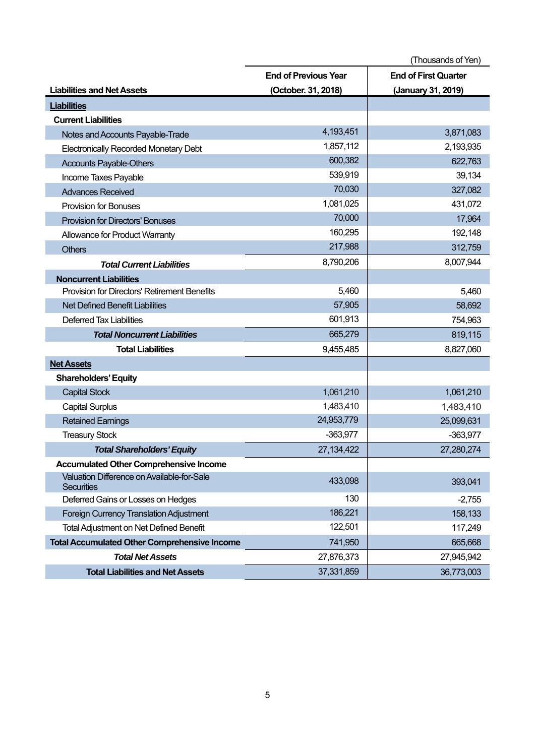(Thousands of Yen)

| Liabilities and Net Assets | End of Previous Year (October. 31, 2018) | End of First Quarter (January 31, 2019) |
|---|---|---|
| **Liabilities** | | |
| **Current Liabilities** | | |
| Notes and Accounts Payable-Trade | 4,193,451 | 3,871,083 |
| Electronically Recorded Monetary Debt | 1,857,112 | 2,193,935 |
| Accounts Payable-Others | 600,382 | 622,763 |
| Income Taxes Payable | 539,919 | 39,134 |
| Advances Received | 70,030 | 327,082 |
| Provision for Bonuses | 1,081,025 | 431,072 |
| Provision for Directors' Bonuses | 70,000 | 17,964 |
| Allowance for Product Warranty | 160,295 | 192,148 |
| Others | 217,988 | 312,759 |
| ***Total Current Liabilities*** | 8,790,206 | 8,007,944 |
| **Noncurrent Liabilities** | | |
| Provision for Directors' Retirement Benefits | 5,460 | 5,460 |
| Net Defined Benefit Liabilities | 57,905 | 58,692 |
| Deferred Tax Liabilities | 601,913 | 754,963 |
| ***Total Noncurrent Liabilities*** | 665,279 | 819,115 |
| **Total Liabilities** | 9,455,485 | 8,827,060 |
| **Net Assets** | | |
| **Shareholders' Equity** | | |
| Capital Stock | 1,061,210 | 1,061,210 |
| Capital Surplus | 1,483,410 | 1,483,410 |
| Retained Earnings | 24,953,779 | 25,099,631 |
| Treasury Stock | -363,977 | -363,977 |
| ***Total Shareholders' Equity*** | 27,134,422 | 27,280,274 |
| **Accumulated Other Comprehensive Income** | | |
| Valuation Difference on Available-for-Sale Securities | 433,098 | 393,041 |
| Deferred Gains or Losses on Hedges | 130 | -2,755 |
| Foreign Currency Translation Adjustment | 186,221 | 158,133 |
| Total Adjustment on Net Defined Benefit | 122,501 | 117,249 |
| **Total Accumulated Other Comprehensive Income** | 741,950 | 665,668 |
| ***Total Net Assets*** | 27,876,373 | 27,945,942 |
| **Total Liabilities and Net Assets** | 37,331,859 | 36,773,003 |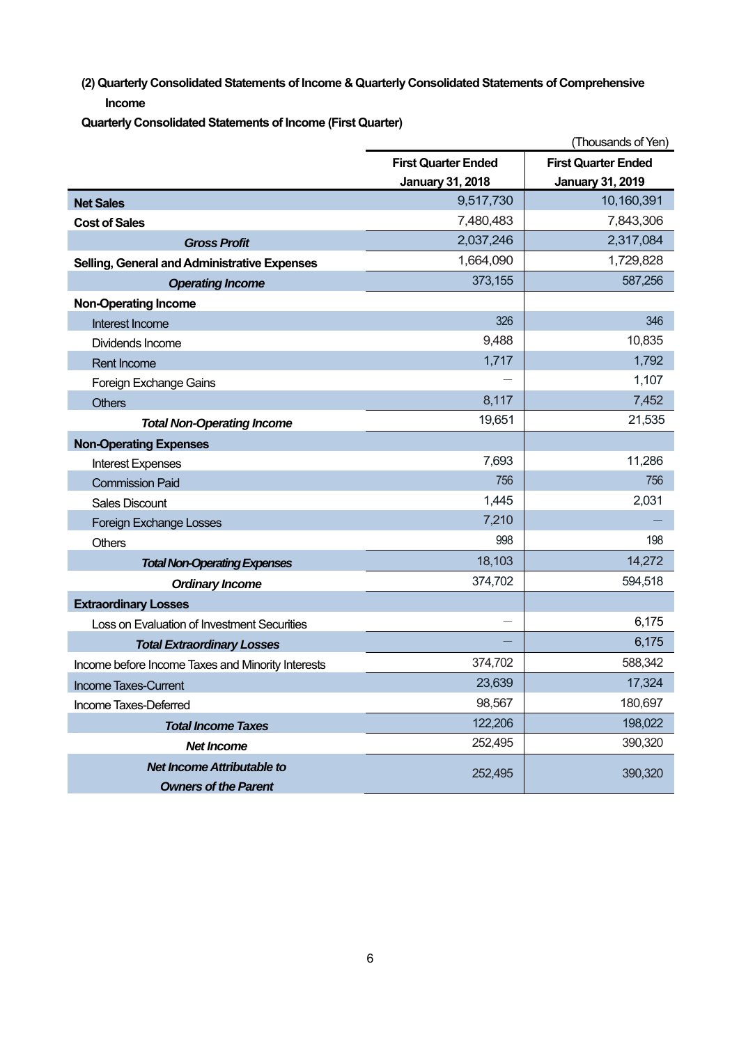**(2) Quarterly Consolidated Statements of Income & Quarterly Consolidated Statements of Comprehensive Income**

**Quarterly Consolidated Statements of Income (First Quarter)**

(Thousands of Yen)

| | First Quarter Ended January 31, 2018 | First Quarter Ended January 31, 2019 |
|---|---|---|
| **Net Sales** | 9,517,730 | 10,160,391 |
| **Cost of Sales** | 7,480,483 | 7,843,306 |
| ***Gross Profit*** | 2,037,246 | 2,317,084 |
| **Selling, General and Administrative Expenses** | 1,664,090 | 1,729,828 |
| ***Operating Income*** | 373,155 | 587,256 |
| **Non-Operating Income** | | |
| Interest Income | 326 | 346 |
| Dividends Income | 9,488 | 10,835 |
| Rent Income | 1,717 | 1,792 |
| Foreign Exchange Gains | — | 1,107 |
| Others | 8,117 | 7,452 |
| ***Total Non-Operating Income*** | 19,651 | 21,535 |
| **Non-Operating Expenses** | | |
| Interest Expenses | 7,693 | 11,286 |
| Commission Paid | 756 | 756 |
| Sales Discount | 1,445 | 2,031 |
| Foreign Exchange Losses | 7,210 | — |
| Others | 998 | 198 |
| ***Total Non-Operating Expenses*** | 18,103 | 14,272 |
| ***Ordinary Income*** | 374,702 | 594,518 |
| **Extraordinary Losses** | | |
| Loss on Evaluation of Investment Securities | — | 6,175 |
| ***Total Extraordinary Losses*** | — | 6,175 |
| Income before Income Taxes and Minority Interests | 374,702 | 588,342 |
| Income Taxes-Current | 23,639 | 17,324 |
| Income Taxes-Deferred | 98,567 | 180,697 |
| ***Total Income Taxes*** | 122,206 | 198,022 |
| ***Net Income*** | 252,495 | 390,320 |
| ***Net Income Attributable to Owners of the Parent*** | 252,495 | 390,320 |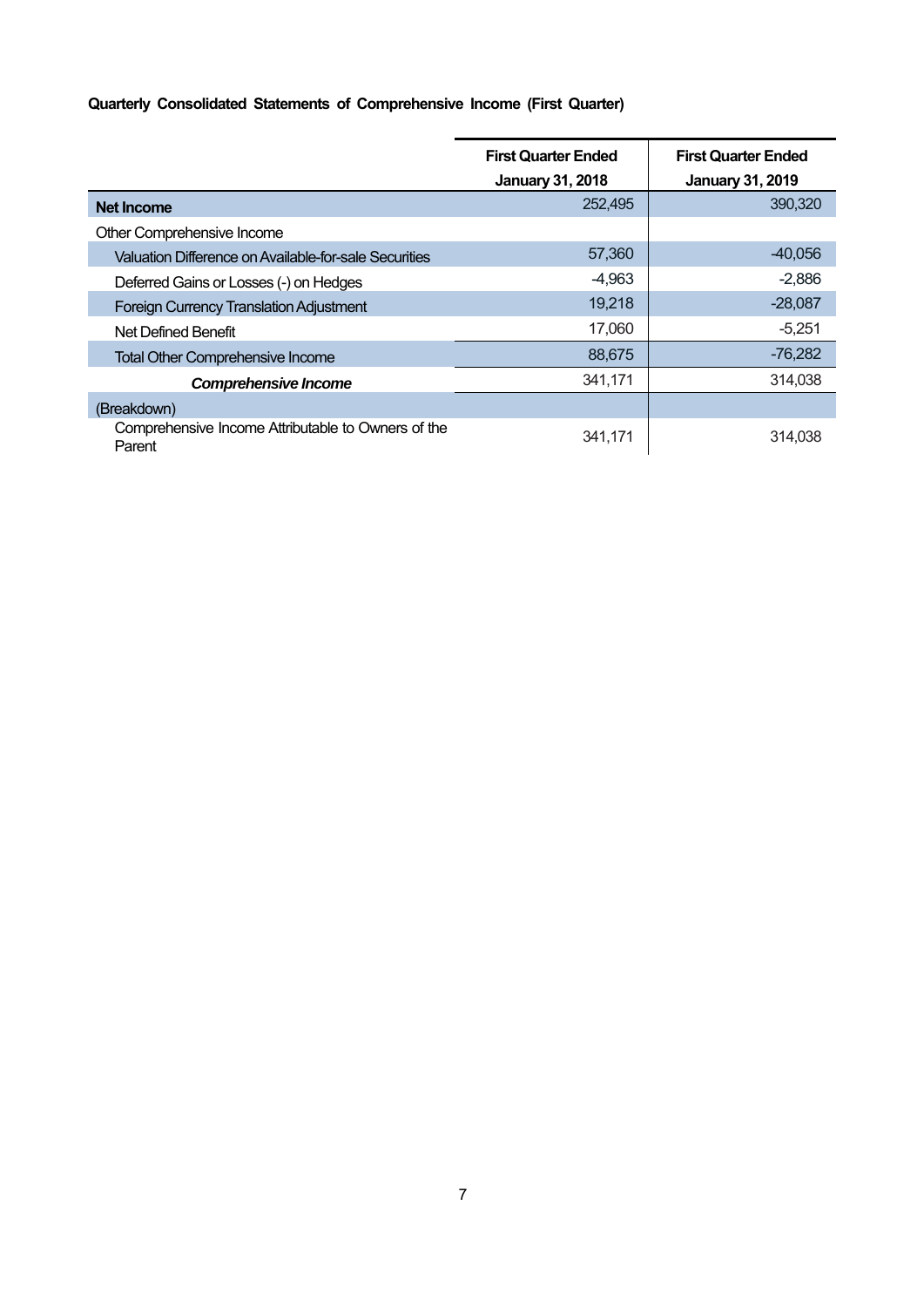**Quarterly Consolidated Statements of Comprehensive Income (First Quarter)**

| | First Quarter Ended January 31, 2018 | First Quarter Ended January 31, 2019 |
|---|---|---|
| **Net Income** | 252,495 | 390,320 |
| Other Comprehensive Income | | |
| Valuation Difference on Available-for-sale Securities | 57,360 | -40,056 |
| Deferred Gains or Losses (-) on Hedges | -4,963 | -2,886 |
| Foreign Currency Translation Adjustment | 19,218 | -28,087 |
| Net Defined Benefit | 17,060 | -5,251 |
| Total Other Comprehensive Income | 88,675 | -76,282 |
| ***Comprehensive Income*** | 341,171 | 314,038 |
| (Breakdown) | | |
| Comprehensive Income Attributable to Owners of the Parent | 341,171 | 314,038 |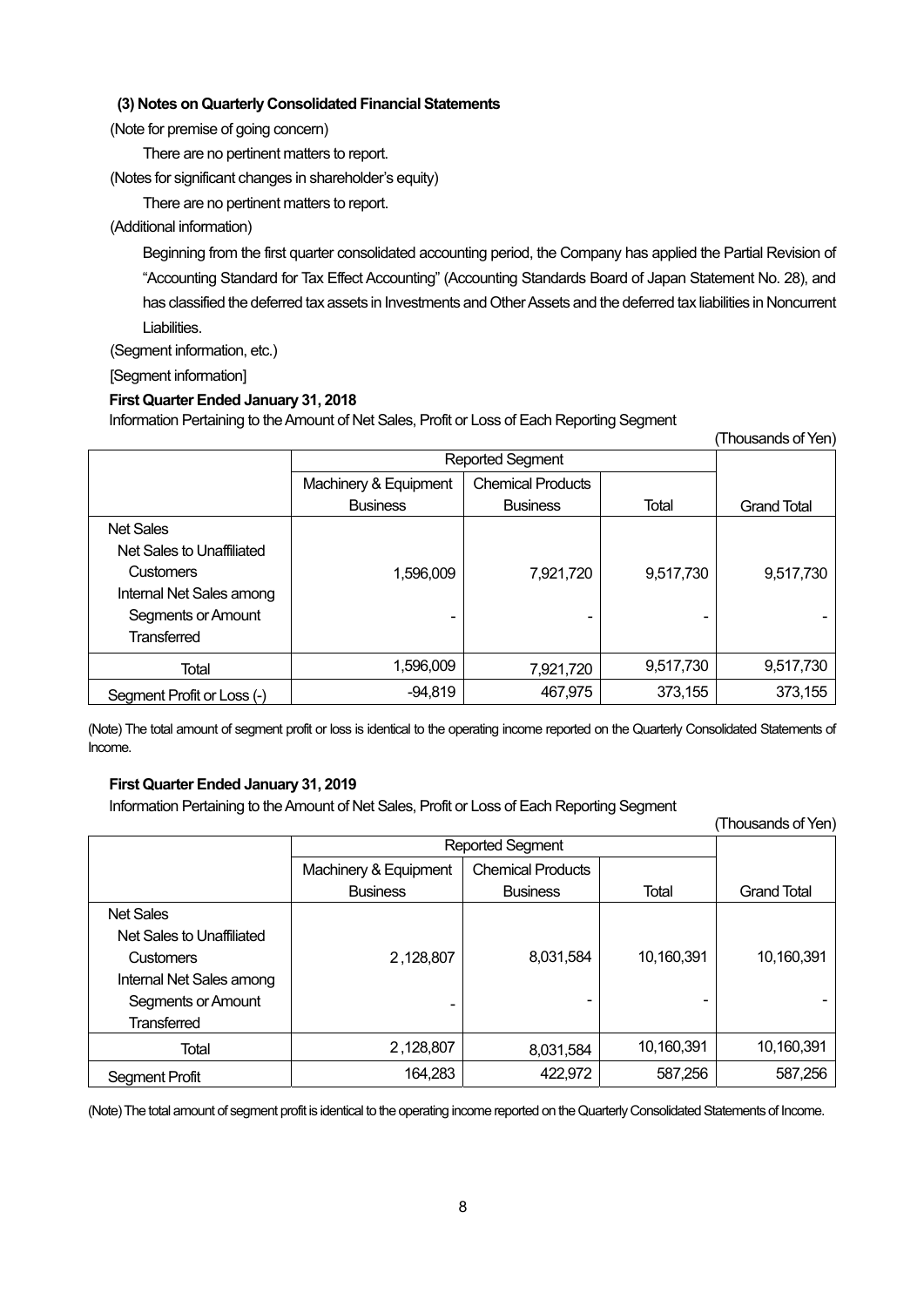### (3) Notes on Quarterly Consolidated Financial Statements

(Note for premise of going concern)

There are no pertinent matters to report.

(Notes for significant changes in shareholder's equity)

There are no pertinent matters to report.

(Additional information)

Beginning from the first quarter consolidated accounting period, the Company has applied the Partial Revision of "Accounting Standard for Tax Effect Accounting" (Accounting Standards Board of Japan Statement No. 28), and has classified the deferred tax assets in Investments and Other Assets and the deferred tax liabilities in Noncurrent Liabilities.

(Segment information, etc.)

[Segment information]

**First Quarter Ended January 31, 2018**

Information Pertaining to the Amount of Net Sales, Profit or Loss of Each Reporting Segment

(Thousands of Yen)

| | Reported Segment | | | |
|---|---|---|---|---|
| | Machinery & Equipment Business | Chemical Products Business | Total | Grand Total |
| Net Sales | | | | |
| Net Sales to Unaffiliated Customers | 1,596,009 | 7,921,720 | 9,517,730 | 9,517,730 |
| Internal Net Sales among Segments or Amount Transferred | - | - | - | - |
| Total | 1,596,009 | 7,921,720 | 9,517,730 | 9,517,730 |
| Segment Profit or Loss (-) | -94,819 | 467,975 | 373,155 | 373,155 |

(Note) The total amount of segment profit or loss is identical to the operating income reported on the Quarterly Consolidated Statements of Income.

**First Quarter Ended January 31, 2019**

Information Pertaining to the Amount of Net Sales, Profit or Loss of Each Reporting Segment

(Thousands of Yen)

| | Reported Segment | | | |
|---|---|---|---|---|
| | Machinery & Equipment Business | Chemical Products Business | Total | Grand Total |
| Net Sales | | | | |
| Net Sales to Unaffiliated Customers | 2,128,807 | 8,031,584 | 10,160,391 | 10,160,391 |
| Internal Net Sales among Segments or Amount Transferred | - | - | - | - |
| Total | 2,128,807 | 8,031,584 | 10,160,391 | 10,160,391 |
| Segment Profit | 164,283 | 422,972 | 587,256 | 587,256 |

(Note) The total amount of segment profit is identical to the operating income reported on the Quarterly Consolidated Statements of Income.